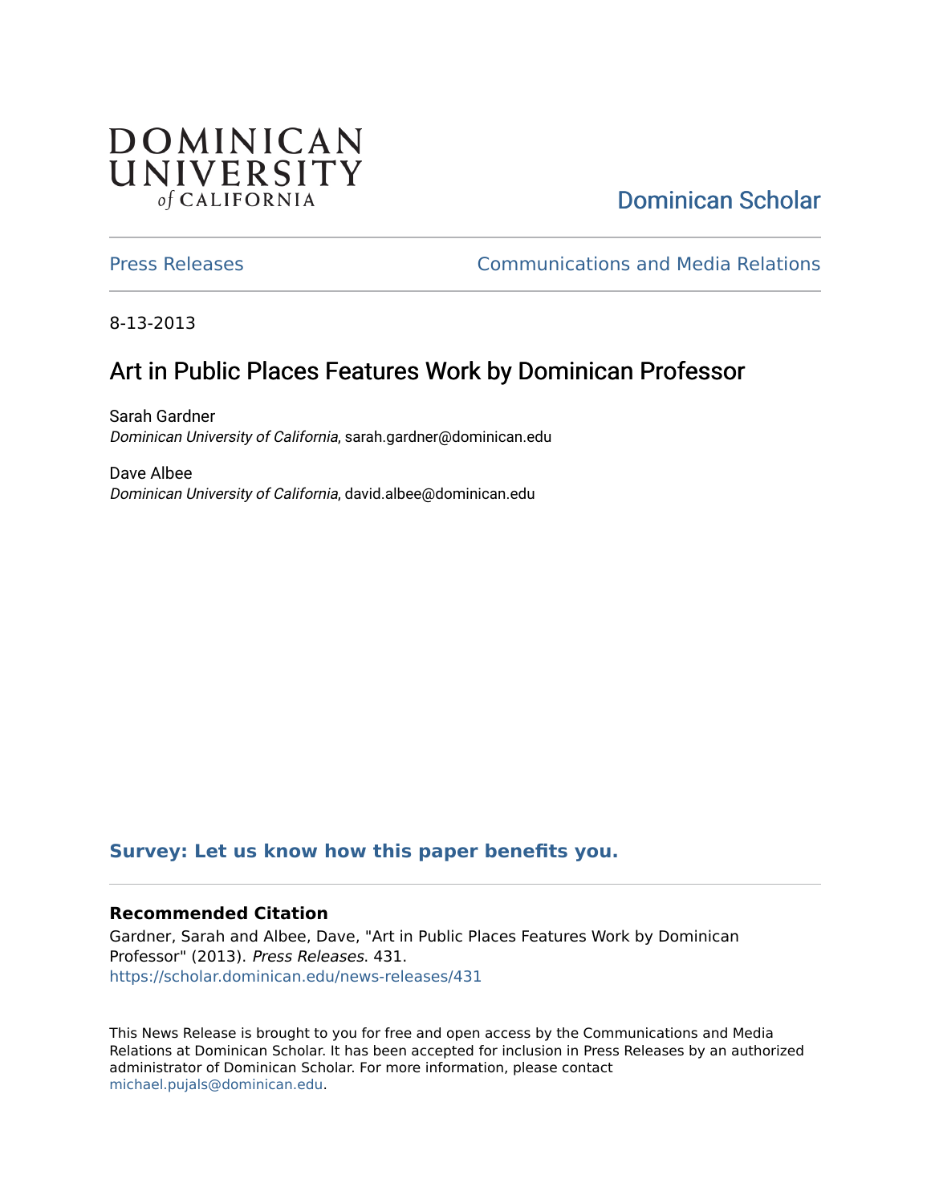DOMINICAN UNIVERSITY of CALIFORNIA

Dominican Scholar

Press Releases | Communications and Media Relations

8-13-2013

# Art in Public Places Features Work by Dominican Professor

Sarah Gardner
*Dominican University of California*, sarah.gardner@dominican.edu

Dave Albee
*Dominican University of California*, david.albee@dominican.edu

**Survey: Let us know how this paper benefits you.**

### Recommended Citation

Gardner, Sarah and Albee, Dave, "Art in Public Places Features Work by Dominican Professor" (2013). *Press Releases*. 431.
https://scholar.dominican.edu/news-releases/431

This News Release is brought to you for free and open access by the Communications and Media Relations at Dominican Scholar. It has been accepted for inclusion in Press Releases by an authorized administrator of Dominican Scholar. For more information, please contact michael.pujals@dominican.edu.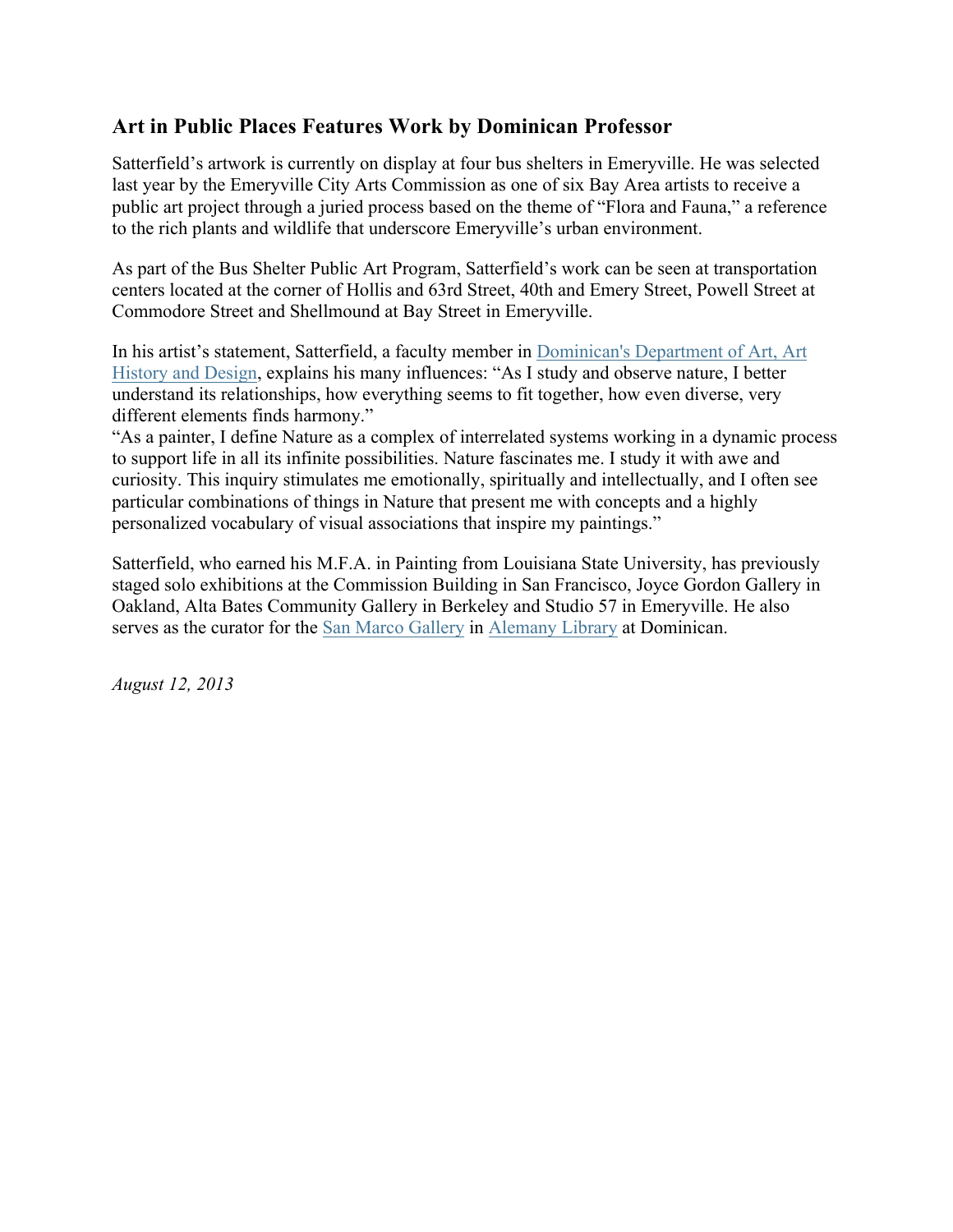## Art in Public Places Features Work by Dominican Professor

Satterfield's artwork is currently on display at four bus shelters in Emeryville. He was selected last year by the Emeryville City Arts Commission as one of six Bay Area artists to receive a public art project through a juried process based on the theme of "Flora and Fauna," a reference to the rich plants and wildlife that underscore Emeryville's urban environment.

As part of the Bus Shelter Public Art Program, Satterfield's work can be seen at transportation centers located at the corner of Hollis and 63rd Street, 40th and Emery Street, Powell Street at Commodore Street and Shellmound at Bay Street in Emeryville.

In his artist's statement, Satterfield, a faculty member in Dominican's Department of Art, Art History and Design, explains his many influences: "As I study and observe nature, I better understand its relationships, how everything seems to fit together, how even diverse, very different elements finds harmony."

"As a painter, I define Nature as a complex of interrelated systems working in a dynamic process to support life in all its infinite possibilities. Nature fascinates me. I study it with awe and curiosity. This inquiry stimulates me emotionally, spiritually and intellectually, and I often see particular combinations of things in Nature that present me with concepts and a highly personalized vocabulary of visual associations that inspire my paintings."

Satterfield, who earned his M.F.A. in Painting from Louisiana State University, has previously staged solo exhibitions at the Commission Building in San Francisco, Joyce Gordon Gallery in Oakland, Alta Bates Community Gallery in Berkeley and Studio 57 in Emeryville. He also serves as the curator for the San Marco Gallery in Alemany Library at Dominican.

*August 12, 2013*